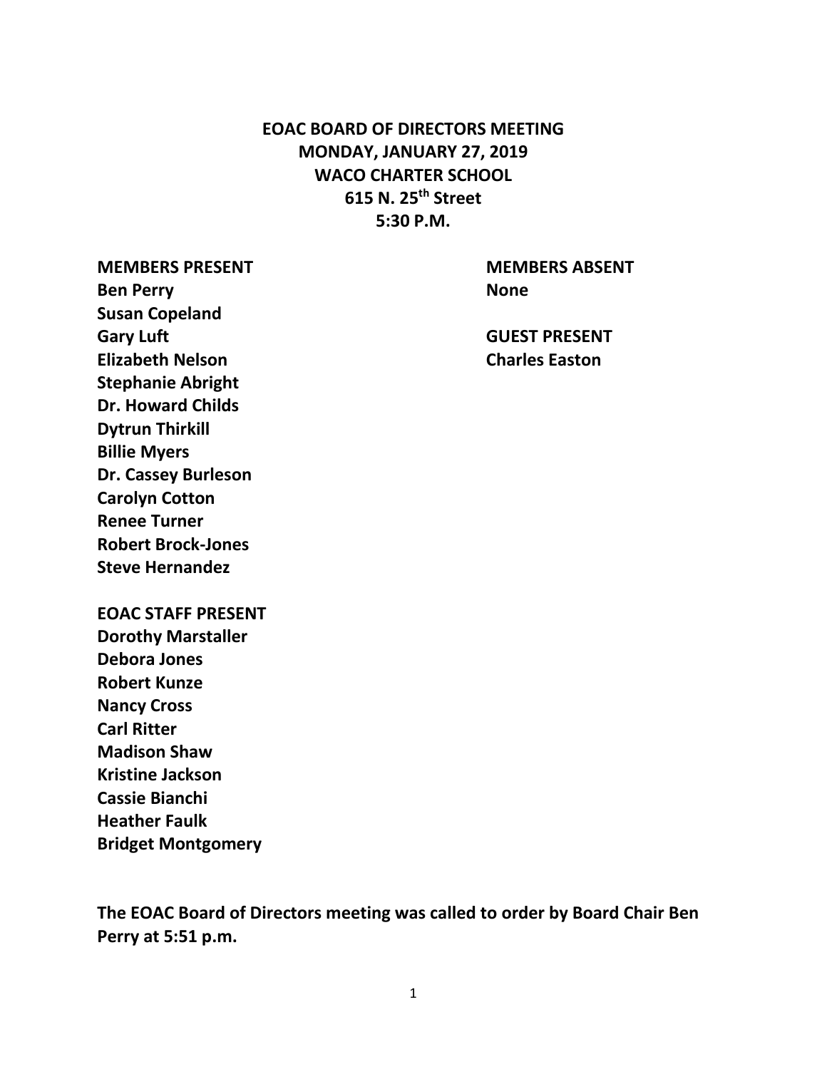**EOAC BOARD OF DIRECTORS MEETING**
**MONDAY, JANUARY 27, 2019**
**WACO CHARTER SCHOOL**
**615 N. 25th Street**
**5:30 P.M.**

**MEMBERS PRESENT**
**Ben Perry**
**Susan Copeland**
**Gary Luft**
**Elizabeth Nelson**
**Stephanie Abright**
**Dr. Howard Childs**
**Dytrun Thirkill**
**Billie Myers**
**Dr. Cassey Burleson**
**Carolyn Cotton**
**Renee Turner**
**Robert Brock-Jones**
**Steve Hernandez**

**MEMBERS ABSENT**
**None**

**GUEST PRESENT**
**Charles Easton**

**EOAC STAFF PRESENT**
**Dorothy Marstaller**
**Debora Jones**
**Robert Kunze**
**Nancy Cross**
**Carl Ritter**
**Madison Shaw**
**Kristine Jackson**
**Cassie Bianchi**
**Heather Faulk**
**Bridget Montgomery**

**The EOAC Board of Directors meeting was called to order by Board Chair Ben Perry at 5:51 p.m.**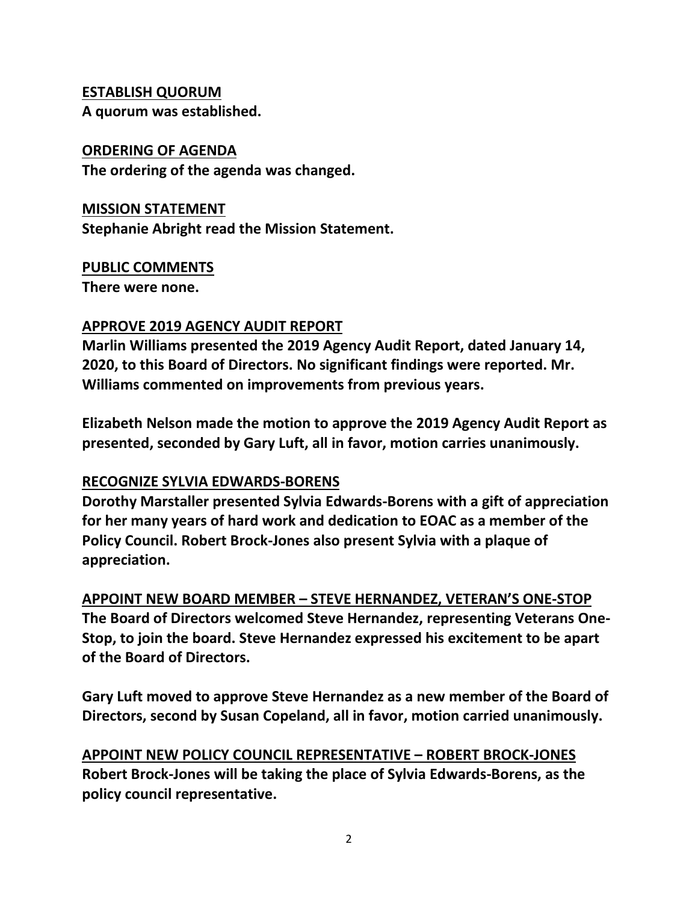**ESTABLISH QUORUM**
**A quorum was established.**

**ORDERING OF AGENDA**
**The ordering of the agenda was changed.**

**MISSION STATEMENT**
**Stephanie Abright read the Mission Statement.**

**PUBLIC COMMENTS**
**There were none.**

**APPROVE 2019 AGENCY AUDIT REPORT**
**Marlin Williams presented the 2019 Agency Audit Report, dated January 14, 2020, to this Board of Directors. No significant findings were reported. Mr. Williams commented on improvements from previous years.**

**Elizabeth Nelson made the motion to approve the 2019 Agency Audit Report as presented, seconded by Gary Luft, all in favor, motion carries unanimously.**

**RECOGNIZE SYLVIA EDWARDS-BORENS**
**Dorothy Marstaller presented Sylvia Edwards-Borens with a gift of appreciation for her many years of hard work and dedication to EOAC as a member of the Policy Council. Robert Brock-Jones also present Sylvia with a plaque of appreciation.**

**APPOINT NEW BOARD MEMBER – STEVE HERNANDEZ, VETERAN'S ONE-STOP**
**The Board of Directors welcomed Steve Hernandez, representing Veterans One-Stop, to join the board. Steve Hernandez expressed his excitement to be apart of the Board of Directors.**

**Gary Luft moved to approve Steve Hernandez as a new member of the Board of Directors, second by Susan Copeland, all in favor, motion carried unanimously.**

**APPOINT NEW POLICY COUNCIL REPRESENTATIVE – ROBERT BROCK-JONES**
**Robert Brock-Jones will be taking the place of Sylvia Edwards-Borens, as the policy council representative.**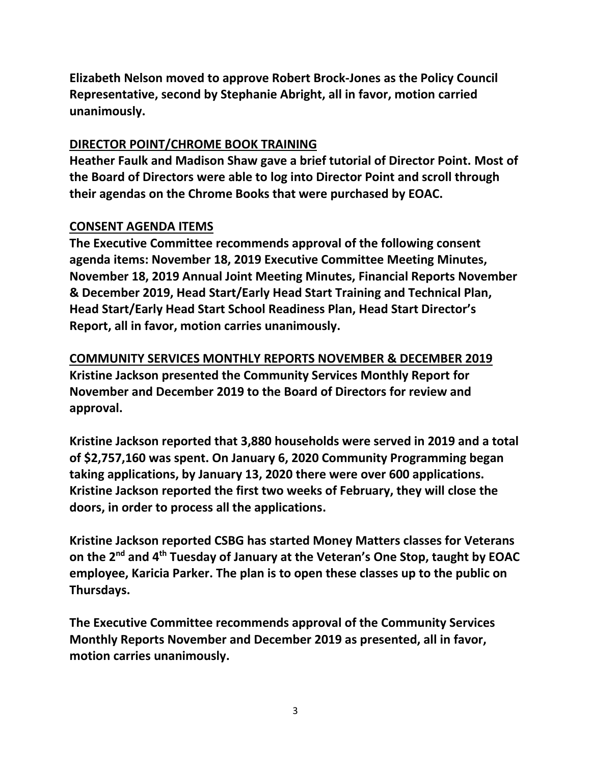**Elizabeth Nelson moved to approve Robert Brock-Jones as the Policy Council Representative, second by Stephanie Abright, all in favor, motion carried unanimously.**

**DIRECTOR POINT/CHROME BOOK TRAINING**

**Heather Faulk and Madison Shaw gave a brief tutorial of Director Point. Most of the Board of Directors were able to log into Director Point and scroll through their agendas on the Chrome Books that were purchased by EOAC.**

**CONSENT AGENDA ITEMS**

**The Executive Committee recommends approval of the following consent agenda items: November 18, 2019 Executive Committee Meeting Minutes, November 18, 2019 Annual Joint Meeting Minutes, Financial Reports November & December 2019, Head Start/Early Head Start Training and Technical Plan, Head Start/Early Head Start School Readiness Plan, Head Start Director's Report, all in favor, motion carries unanimously.**

**COMMUNITY SERVICES MONTHLY REPORTS NOVEMBER & DECEMBER 2019**

**Kristine Jackson presented the Community Services Monthly Report for November and December 2019 to the Board of Directors for review and approval.**

**Kristine Jackson reported that 3,880 households were served in 2019 and a total of $2,757,160 was spent. On January 6, 2020 Community Programming began taking applications, by January 13, 2020 there were over 600 applications. Kristine Jackson reported the first two weeks of February, they will close the doors, in order to process all the applications.**

**Kristine Jackson reported CSBG has started Money Matters classes for Veterans on the 2nd and 4th Tuesday of January at the Veteran's One Stop, taught by EOAC employee, Karicia Parker. The plan is to open these classes up to the public on Thursdays.**

**The Executive Committee recommends approval of the Community Services Monthly Reports November and December 2019 as presented, all in favor, motion carries unanimously.**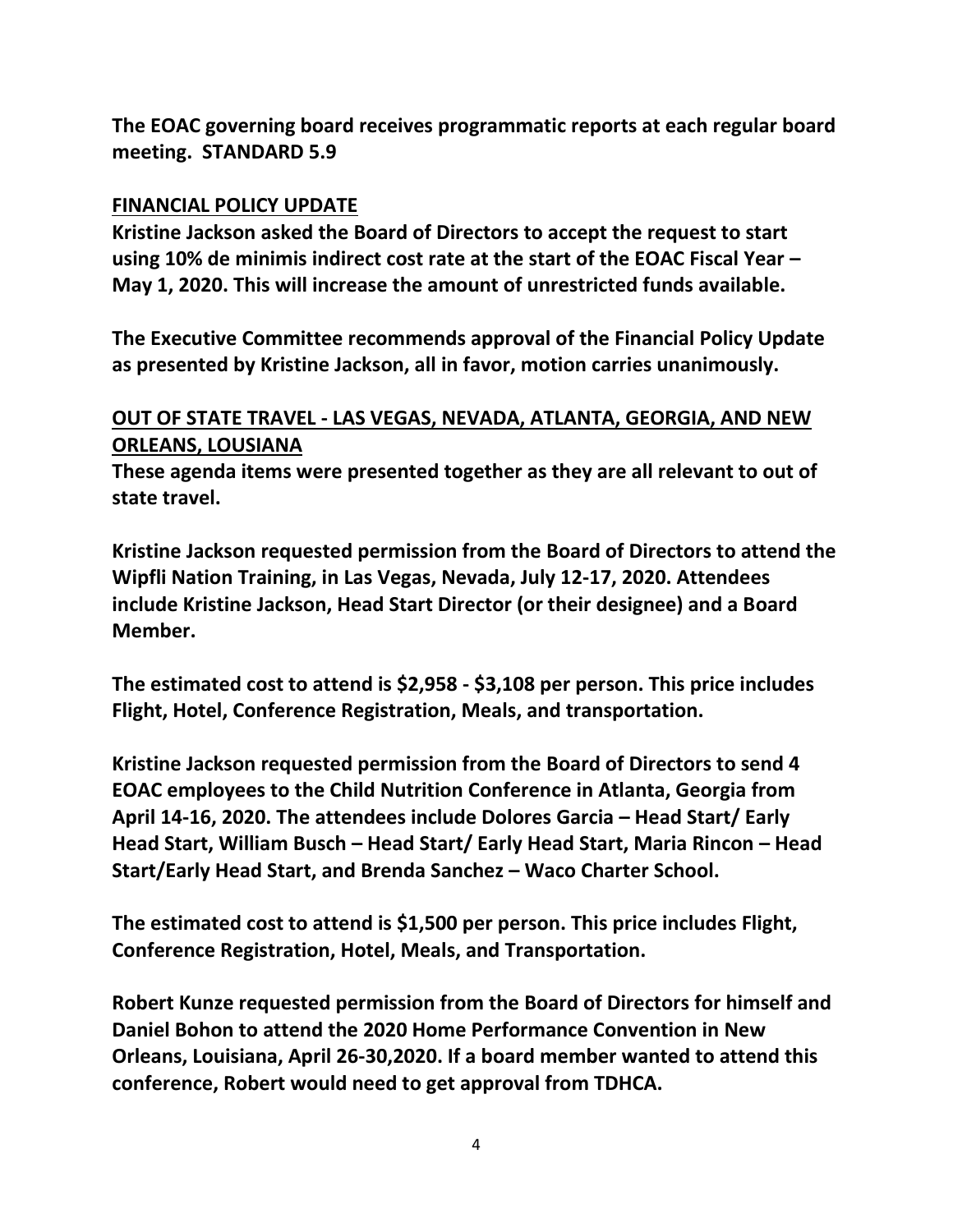**The EOAC governing board receives programmatic reports at each regular board meeting. STANDARD 5.9**

**FINANCIAL POLICY UPDATE**

**Kristine Jackson asked the Board of Directors to accept the request to start using 10% de minimis indirect cost rate at the start of the EOAC Fiscal Year – May 1, 2020. This will increase the amount of unrestricted funds available.**

**The Executive Committee recommends approval of the Financial Policy Update as presented by Kristine Jackson, all in favor, motion carries unanimously.**

**OUT OF STATE TRAVEL - LAS VEGAS, NEVADA, ATLANTA, GEORGIA, AND NEW ORLEANS, LOUSIANA**

**These agenda items were presented together as they are all relevant to out of state travel.**

**Kristine Jackson requested permission from the Board of Directors to attend the Wipfli Nation Training, in Las Vegas, Nevada, July 12-17, 2020. Attendees include Kristine Jackson, Head Start Director (or their designee) and a Board Member.**

**The estimated cost to attend is $2,958 - $3,108 per person. This price includes Flight, Hotel, Conference Registration, Meals, and transportation.**

**Kristine Jackson requested permission from the Board of Directors to send 4 EOAC employees to the Child Nutrition Conference in Atlanta, Georgia from April 14-16, 2020. The attendees include Dolores Garcia – Head Start/ Early Head Start, William Busch – Head Start/ Early Head Start, Maria Rincon – Head Start/Early Head Start, and Brenda Sanchez – Waco Charter School.**

**The estimated cost to attend is $1,500 per person. This price includes Flight, Conference Registration, Hotel, Meals, and Transportation.**

**Robert Kunze requested permission from the Board of Directors for himself and Daniel Bohon to attend the 2020 Home Performance Convention in New Orleans, Louisiana, April 26-30,2020. If a board member wanted to attend this conference, Robert would need to get approval from TDHCA.**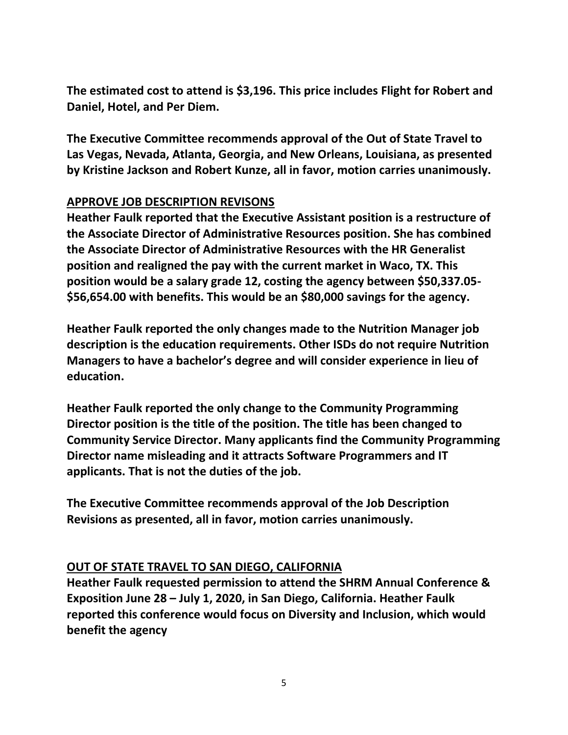**The estimated cost to attend is $3,196. This price includes Flight for Robert and Daniel, Hotel, and Per Diem.**

**The Executive Committee recommends approval of the Out of State Travel to Las Vegas, Nevada, Atlanta, Georgia, and New Orleans, Louisiana, as presented by Kristine Jackson and Robert Kunze, all in favor, motion carries unanimously.**

## APPROVE JOB DESCRIPTION REVISONS

**Heather Faulk reported that the Executive Assistant position is a restructure of the Associate Director of Administrative Resources position. She has combined the Associate Director of Administrative Resources with the HR Generalist position and realigned the pay with the current market in Waco, TX. This position would be a salary grade 12, costing the agency between $50,337.05-$56,654.00 with benefits. This would be an $80,000 savings for the agency.**

**Heather Faulk reported the only changes made to the Nutrition Manager job description is the education requirements. Other ISDs do not require Nutrition Managers to have a bachelor's degree and will consider experience in lieu of education.**

**Heather Faulk reported the only change to the Community Programming Director position is the title of the position. The title has been changed to Community Service Director. Many applicants find the Community Programming Director name misleading and it attracts Software Programmers and IT applicants. That is not the duties of the job.**

**The Executive Committee recommends approval of the Job Description Revisions as presented, all in favor, motion carries unanimously.**

## OUT OF STATE TRAVEL TO SAN DIEGO, CALIFORNIA

**Heather Faulk requested permission to attend the SHRM Annual Conference & Exposition June 28 – July 1, 2020, in San Diego, California. Heather Faulk reported this conference would focus on Diversity and Inclusion, which would benefit the agency**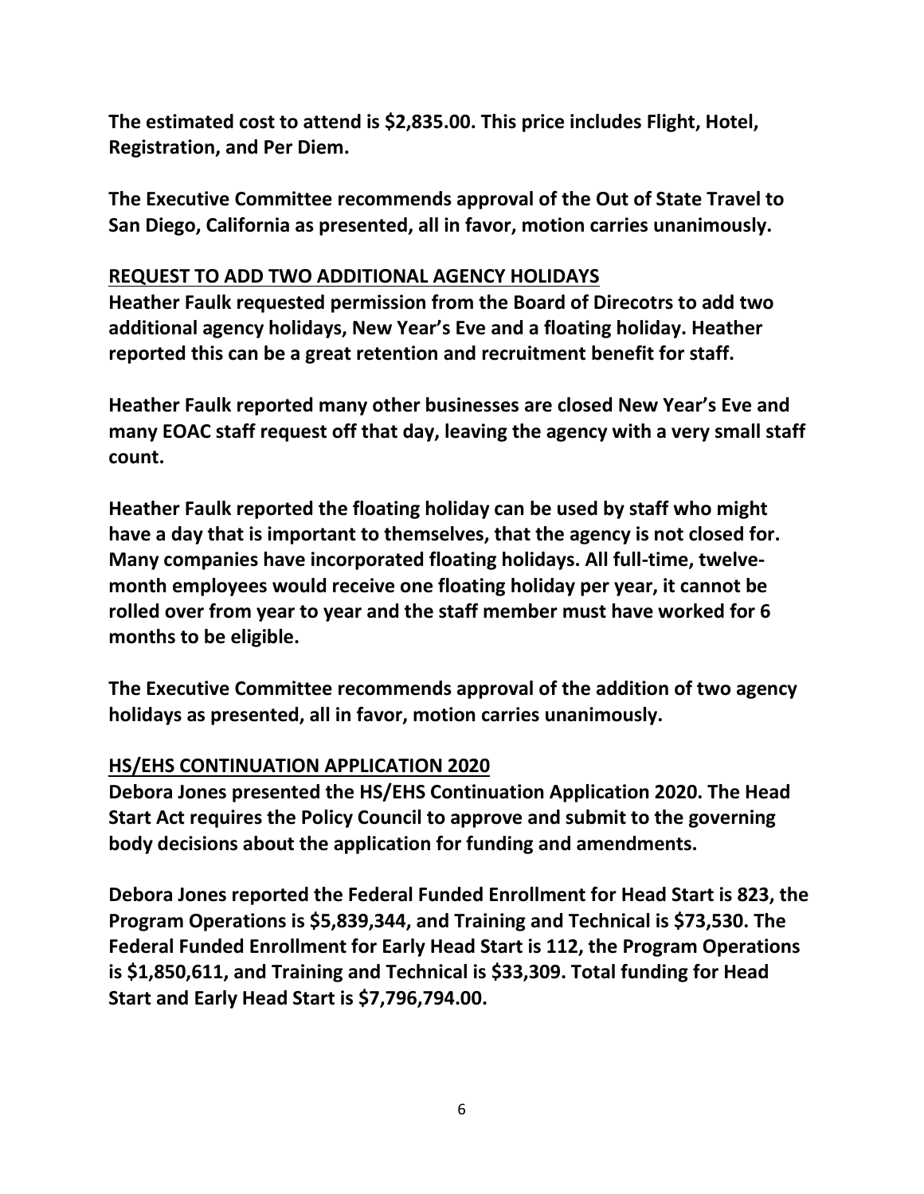**The estimated cost to attend is $2,835.00. This price includes Flight, Hotel, Registration, and Per Diem.**

**The Executive Committee recommends approval of the Out of State Travel to San Diego, California as presented, all in favor, motion carries unanimously.**

## REQUEST TO ADD TWO ADDITIONAL AGENCY HOLIDAYS

**Heather Faulk requested permission from the Board of Direcotrs to add two additional agency holidays, New Year's Eve and a floating holiday. Heather reported this can be a great retention and recruitment benefit for staff.**

**Heather Faulk reported many other businesses are closed New Year's Eve and many EOAC staff request off that day, leaving the agency with a very small staff count.**

**Heather Faulk reported the floating holiday can be used by staff who might have a day that is important to themselves, that the agency is not closed for. Many companies have incorporated floating holidays. All full-time, twelve-month employees would receive one floating holiday per year, it cannot be rolled over from year to year and the staff member must have worked for 6 months to be eligible.**

**The Executive Committee recommends approval of the addition of two agency holidays as presented, all in favor, motion carries unanimously.**

## HS/EHS CONTINUATION APPLICATION 2020

**Debora Jones presented the HS/EHS Continuation Application 2020. The Head Start Act requires the Policy Council to approve and submit to the governing body decisions about the application for funding and amendments.**

**Debora Jones reported the Federal Funded Enrollment for Head Start is 823, the Program Operations is $5,839,344, and Training and Technical is $73,530. The Federal Funded Enrollment for Early Head Start is 112, the Program Operations is $1,850,611, and Training and Technical is $33,309. Total funding for Head Start and Early Head Start is $7,796,794.00.**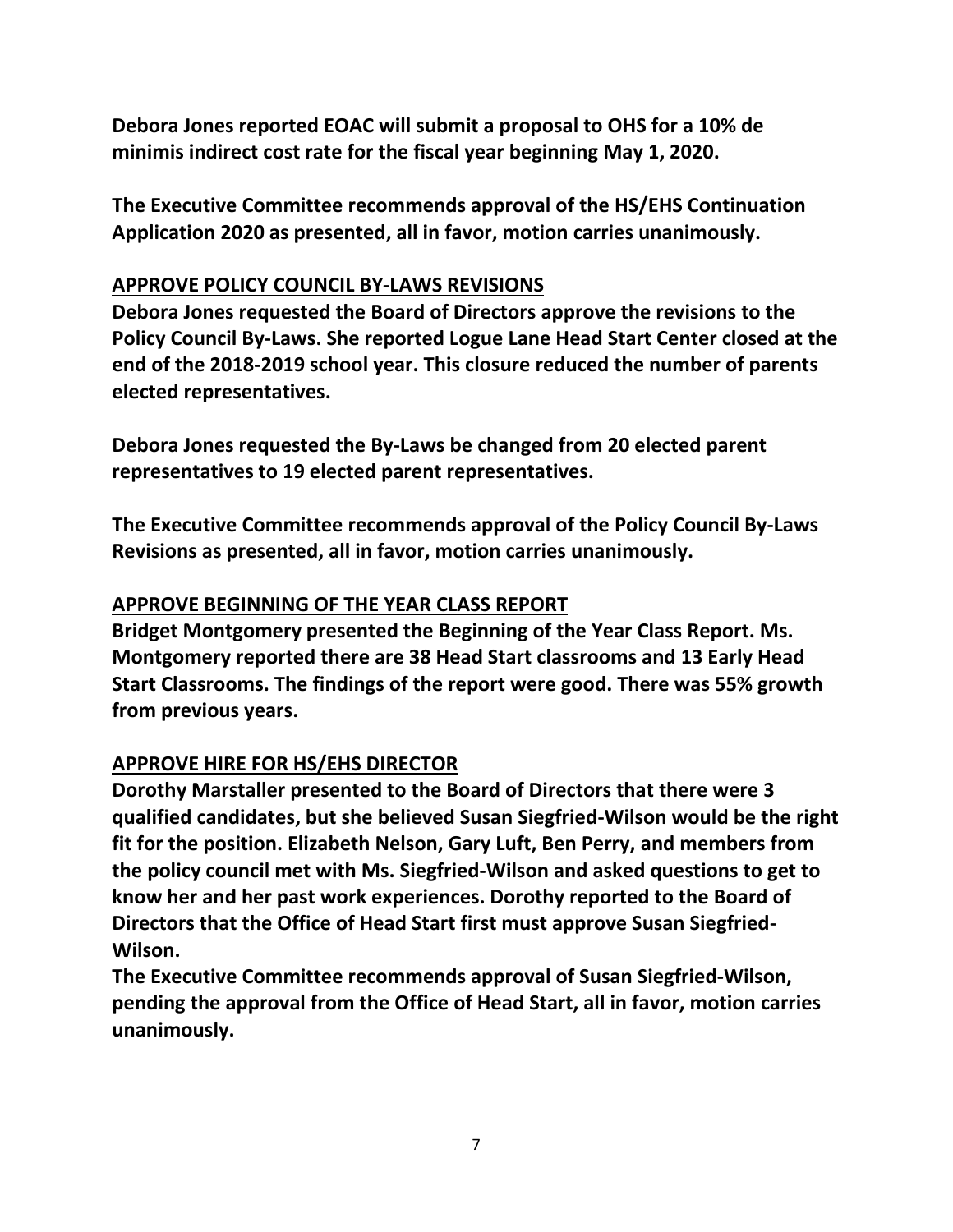**Debora Jones reported EOAC will submit a proposal to OHS for a 10% de minimis indirect cost rate for the fiscal year beginning May 1, 2020.**

**The Executive Committee recommends approval of the HS/EHS Continuation Application 2020 as presented, all in favor, motion carries unanimously.**

## APPROVE POLICY COUNCIL BY-LAWS REVISIONS

**Debora Jones requested the Board of Directors approve the revisions to the Policy Council By-Laws. She reported Logue Lane Head Start Center closed at the end of the 2018-2019 school year. This closure reduced the number of parents elected representatives.**

**Debora Jones requested the By-Laws be changed from 20 elected parent representatives to 19 elected parent representatives.**

**The Executive Committee recommends approval of the Policy Council By-Laws Revisions as presented, all in favor, motion carries unanimously.**

## APPROVE BEGINNING OF THE YEAR CLASS REPORT

**Bridget Montgomery presented the Beginning of the Year Class Report. Ms. Montgomery reported there are 38 Head Start classrooms and 13 Early Head Start Classrooms. The findings of the report were good. There was 55% growth from previous years.**

## APPROVE HIRE FOR HS/EHS DIRECTOR

**Dorothy Marstaller presented to the Board of Directors that there were 3 qualified candidates, but she believed Susan Siegfried-Wilson would be the right fit for the position. Elizabeth Nelson, Gary Luft, Ben Perry, and members from the policy council met with Ms. Siegfried-Wilson and asked questions to get to know her and her past work experiences. Dorothy reported to the Board of Directors that the Office of Head Start first must approve Susan Siegfried-Wilson.**

**The Executive Committee recommends approval of Susan Siegfried-Wilson, pending the approval from the Office of Head Start, all in favor, motion carries unanimously.**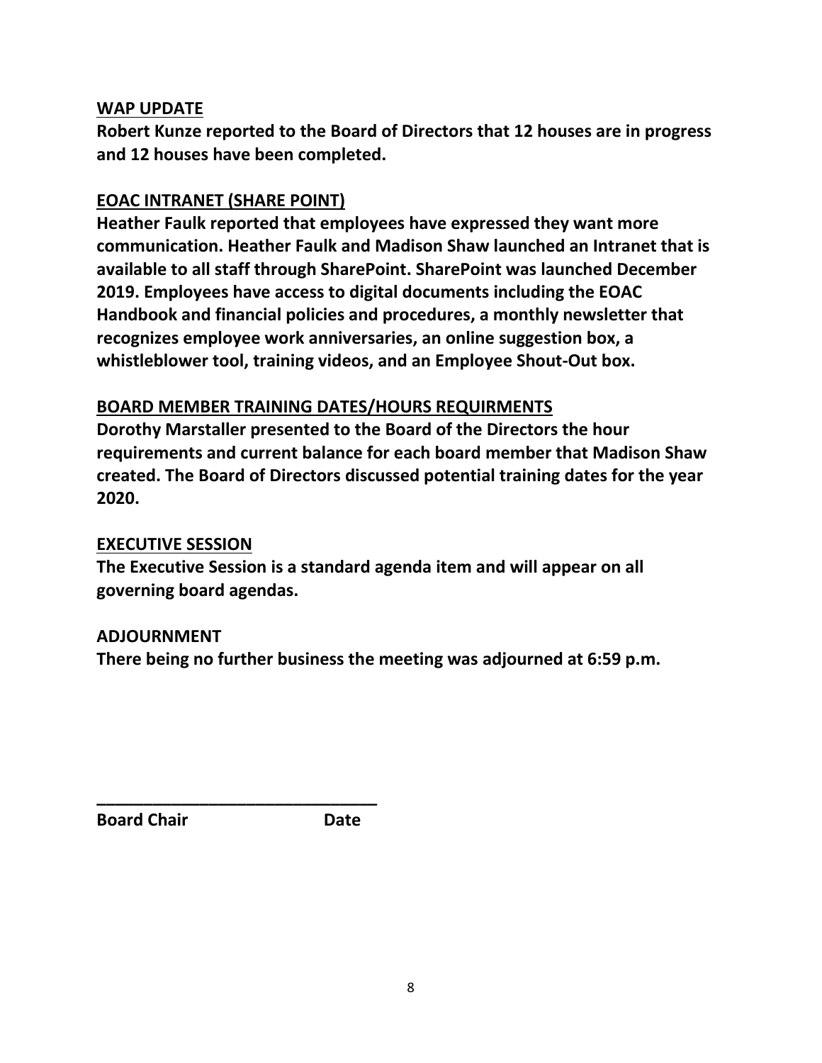## WAP UPDATE

**Robert Kunze reported to the Board of Directors that 12 houses are in progress and 12 houses have been completed.**

## EOAC INTRANET (SHARE POINT)

**Heather Faulk reported that employees have expressed they want more communication. Heather Faulk and Madison Shaw launched an Intranet that is available to all staff through SharePoint. SharePoint was launched December 2019. Employees have access to digital documents including the EOAC Handbook and financial policies and procedures, a monthly newsletter that recognizes employee work anniversaries, an online suggestion box, a whistleblower tool, training videos, and an Employee Shout-Out box.**

## BOARD MEMBER TRAINING DATES/HOURS REQUIRMENTS

**Dorothy Marstaller presented to the Board of the Directors the hour requirements and current balance for each board member that Madison Shaw created. The Board of Directors discussed potential training dates for the year 2020.**

## EXECUTIVE SESSION

**The Executive Session is a standard agenda item and will appear on all governing board agendas.**

## ADJOURNMENT

**There being no further business the meeting was adjourned at 6:59 p.m.**

______________________________

**Board Chair                    Date**